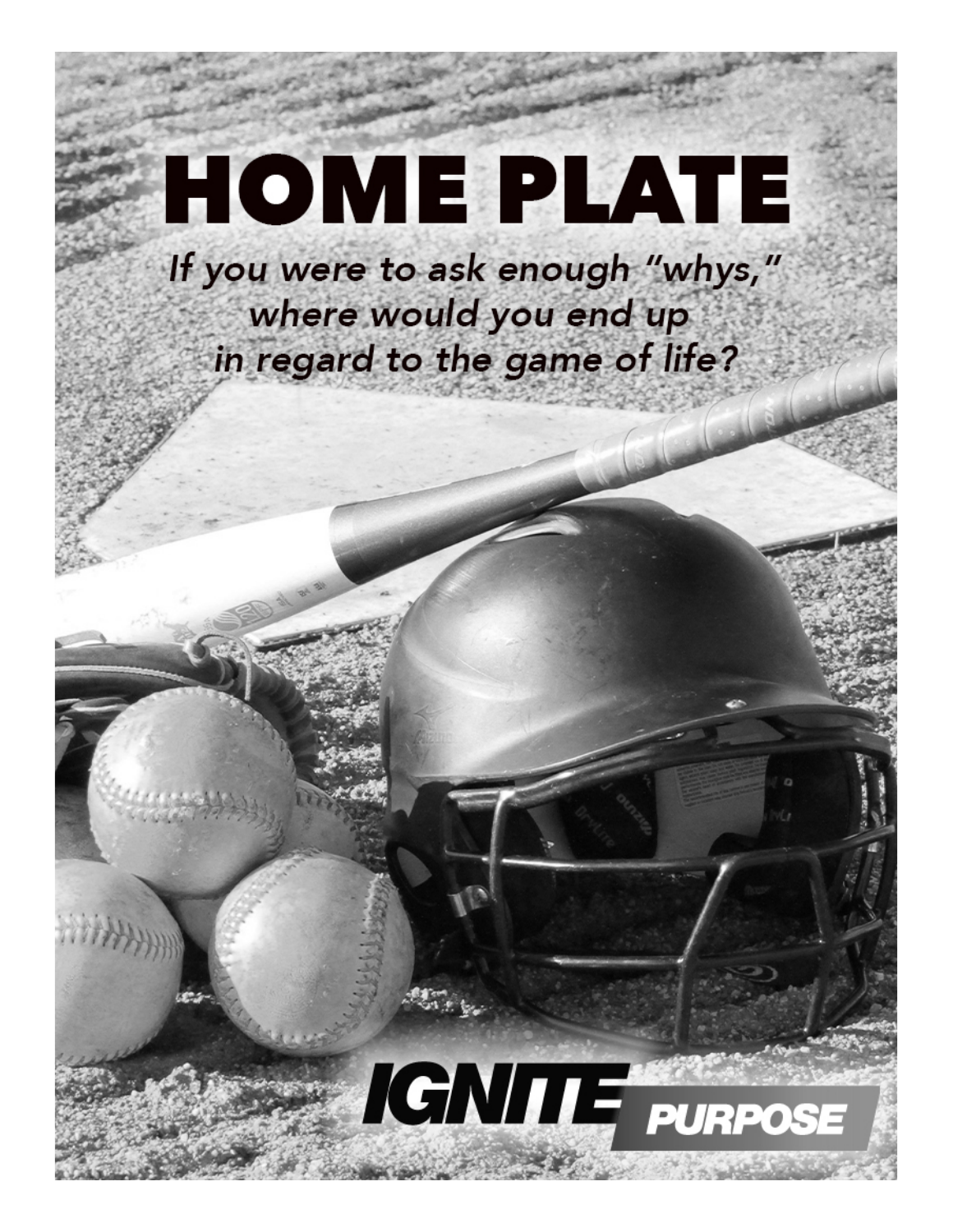# HOME PLATE

*If you were to ask enough "whys," where would you end up in regard to the game of life?*

**IGNITE PURPOSE**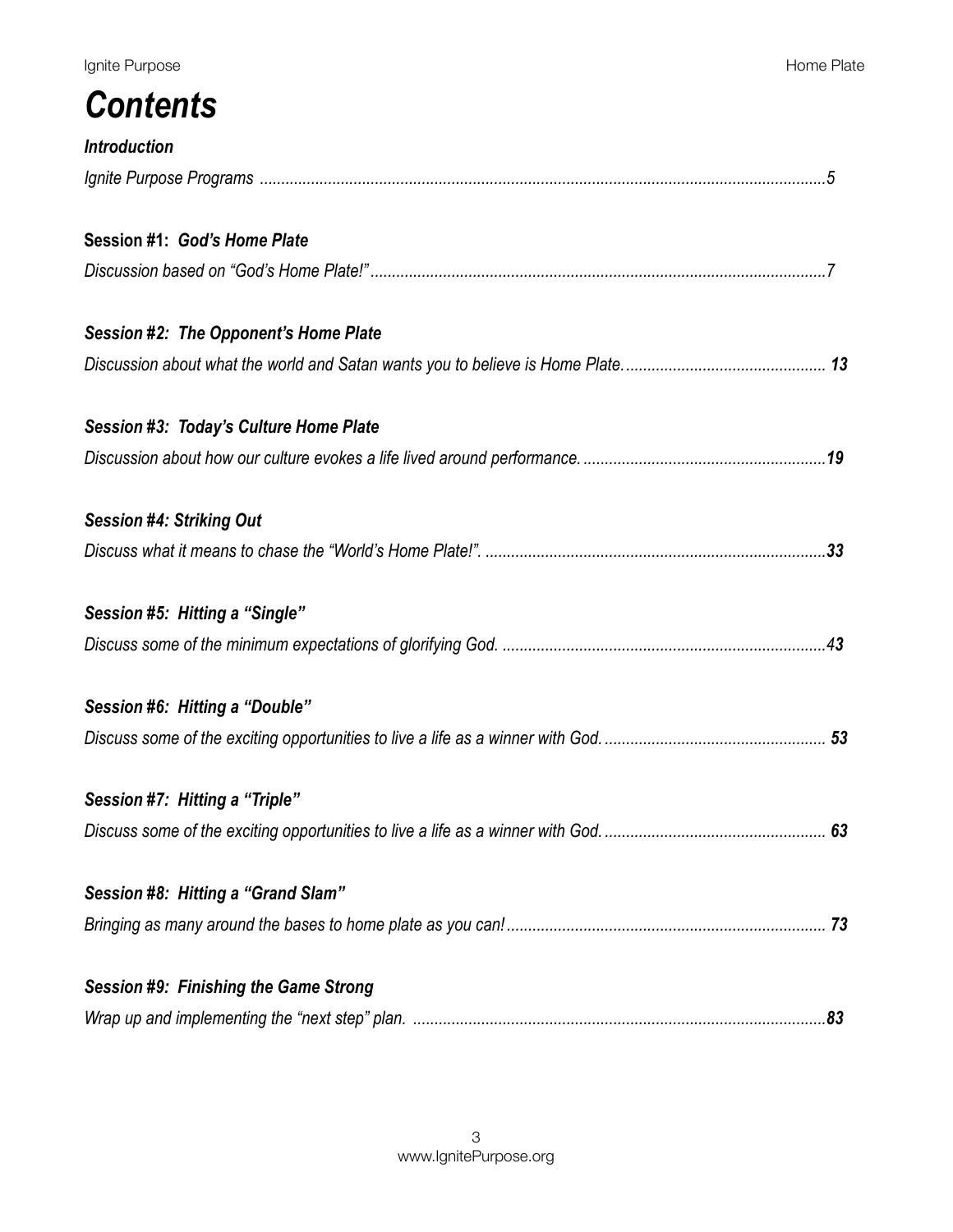# *Contents*

***Introduction***

*Ignite Purpose Programs* ............................................................................................................................................5

**Session #1:** ***God's Home Plate***

*Discussion based on "God's Home Plate!"* ..........................................................................................................7

***Session #2: The Opponent's Home Plate***

*Discussion about what the world and Satan wants you to believe is Home Plate.* ............................................... ***13***

***Session #3: Today's Culture Home Plate***

*Discussion about how our culture evokes a life lived around performance.* ........................................................***19***

***Session #4: Striking Out***

*Discuss what it means to chase the "World's Home Plate!".* ...............................................................................***33***

***Session #5: Hitting a "Single"***

*Discuss some of the minimum expectations of glorifying God.* ...........................................................................*43*

***Session #6: Hitting a "Double"***

*Discuss some of the exciting opportunities to live a life as a winner with God.* .................................................... ***53***

***Session #7: Hitting a "Triple"***

*Discuss some of the exciting opportunities to live a life as a winner with God.* .................................................... ***63***

***Session #8: Hitting a "Grand Slam"***

*Bringing as many around the bases to home plate as you can!* .......................................................................... ***73***

***Session #9: Finishing the Game Strong***

*Wrap up and implementing the "next step" plan.* .................................................................................................***83***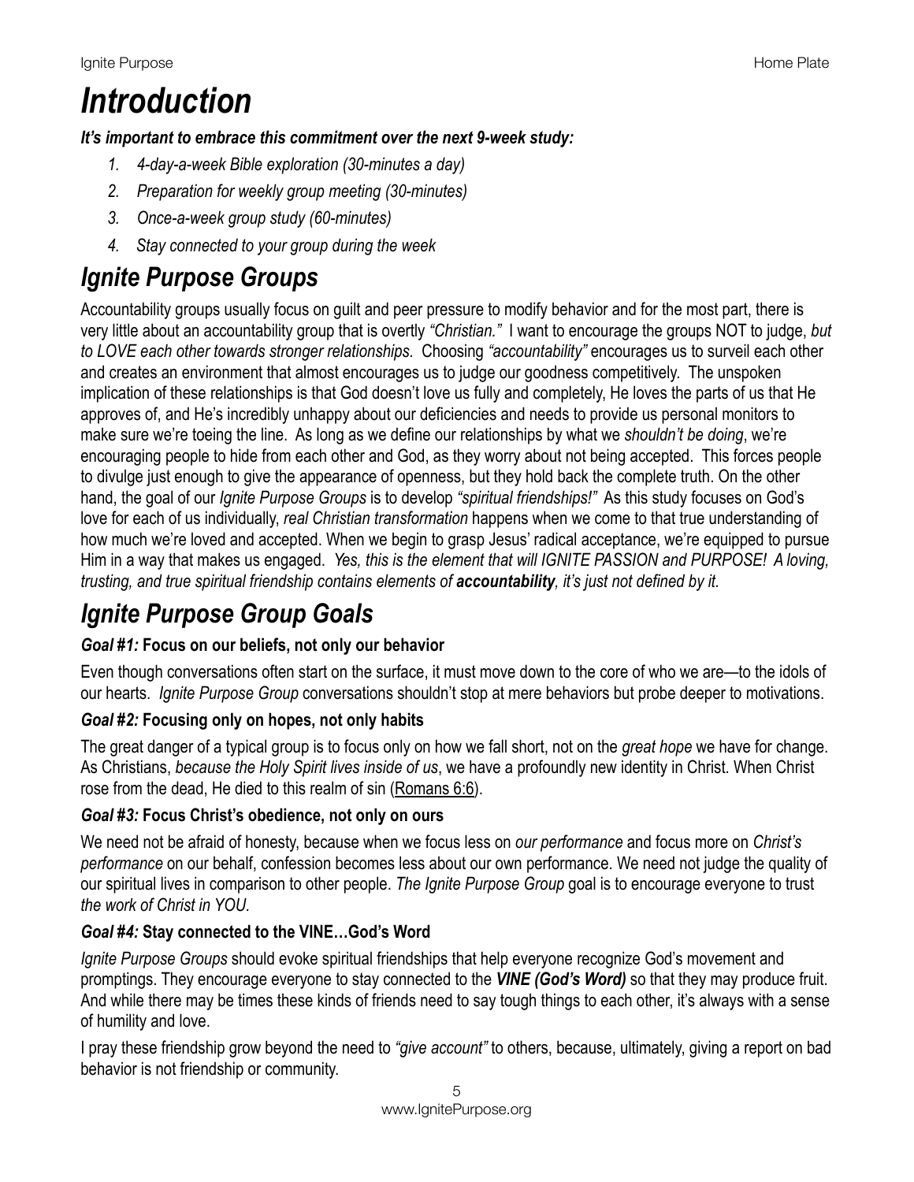# *Introduction*

***It's important to embrace this commitment over the next 9-week study:***

1. *4-day-a-week Bible exploration (30-minutes a day)*
2. *Preparation for weekly group meeting (30-minutes)*
3. *Once-a-week group study (60-minutes)*
4. *Stay connected to your group during the week*

# *Ignite Purpose Groups*

Accountability groups usually focus on guilt and peer pressure to modify behavior and for the most part, there is very little about an accountability group that is overtly *"Christian."* I want to encourage the groups NOT to judge, *but to LOVE each other towards stronger relationships*. Choosing *"accountability"* encourages us to surveil each other and creates an environment that almost encourages us to judge our goodness competitively. The unspoken implication of these relationships is that God doesn't love us fully and completely, He loves the parts of us that He approves of, and He's incredibly unhappy about our deficiencies and needs to provide us personal monitors to make sure we're toeing the line. As long as we define our relationships by what we *shouldn't be doing*, we're encouraging people to hide from each other and God, as they worry about not being accepted. This forces people to divulge just enough to give the appearance of openness, but they hold back the complete truth. On the other hand, the goal of our *Ignite Purpose Groups* is to develop *"spiritual friendships!"* As this study focuses on God's love for each of us individually, *real Christian transformation* happens when we come to that true understanding of how much we're loved and accepted. When we begin to grasp Jesus' radical acceptance, we're equipped to pursue Him in a way that makes us engaged. *Yes, this is the element that will IGNITE PASSION and PURPOSE! A loving, trusting, and true spiritual friendship contains elements of **accountability**, it's just not defined by it.*

# *Ignite Purpose Group Goals*

### *Goal* **#1: Focus on our beliefs, not only our behavior**

Even though conversations often start on the surface, it must move down to the core of who we are—to the idols of our hearts. *Ignite Purpose Group* conversations shouldn't stop at mere behaviors but probe deeper to motivations.

### *Goal* **#2: Focusing only on hopes, not only habits**

The great danger of a typical group is to focus only on how we fall short, not on the *great hope* we have for change. As Christians, *because the Holy Spirit lives inside of us*, we have a profoundly new identity in Christ. When Christ rose from the dead, He died to this realm of sin (Romans 6:6).

### *Goal* **#3: Focus Christ's obedience, not only on ours**

We need not be afraid of honesty, because when we focus less on *our performance* and focus more on *Christ's performance* on our behalf, confession becomes less about our own performance. We need not judge the quality of our spiritual lives in comparison to other people. *The Ignite Purpose Group* goal is to encourage everyone to trust *the work of Christ in YOU.*

### *Goal* **#4: Stay connected to the VINE…God's Word**

*Ignite Purpose Groups* should evoke spiritual friendships that help everyone recognize God's movement and promptings. They encourage everyone to stay connected to the ***VINE (God's Word)*** so that they may produce fruit. And while there may be times these kinds of friends need to say tough things to each other, it's always with a sense of humility and love.

I pray these friendship grow beyond the need to *"give account"* to others, because, ultimately, giving a report on bad behavior is not friendship or community.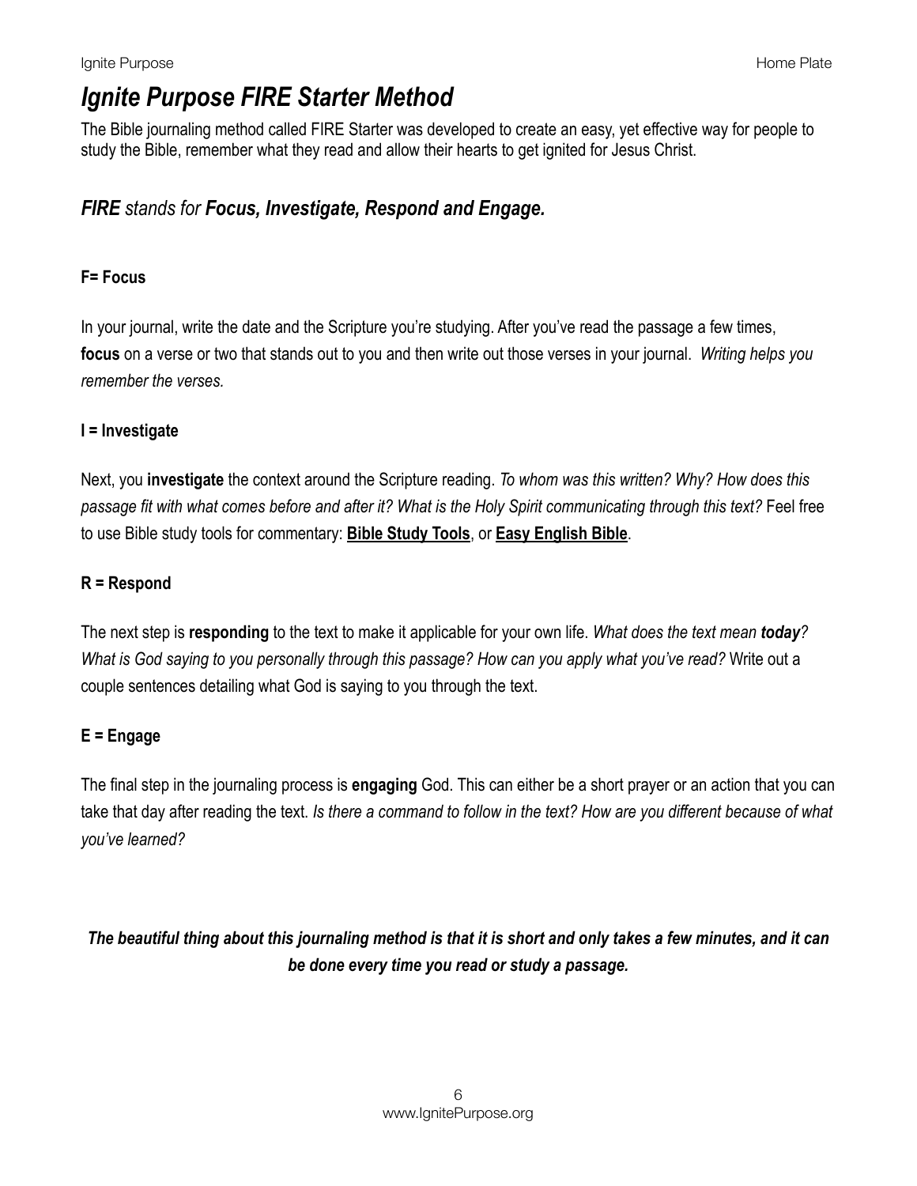# *Ignite Purpose FIRE Starter Method*

The Bible journaling method called FIRE Starter was developed to create an easy, yet effective way for people to study the Bible, remember what they read and allow their hearts to get ignited for Jesus Christ.

## *FIRE stands for **Focus, Investigate, Respond and Engage.***

### F= Focus

In your journal, write the date and the Scripture you're studying. After you've read the passage a few times, **focus** on a verse or two that stands out to you and then write out those verses in your journal. *Writing helps you remember the verses.*

### I = Investigate

Next, you **investigate** the context around the Scripture reading. *To whom was this written? Why? How does this passage fit with what comes before and after it? What is the Holy Spirit communicating through this text?* Feel free to use Bible study tools for commentary: **Bible Study Tools**, or **Easy English Bible**.

### R = Respond

The next step is **responding** to the text to make it applicable for your own life. *What does the text mean **today**? What is God saying to you personally through this passage? How can you apply what you've read?* Write out a couple sentences detailing what God is saying to you through the text.

### E = Engage

The final step in the journaling process is **engaging** God. This can either be a short prayer or an action that you can take that day after reading the text. *Is there a command to follow in the text? How are you different because of what you've learned?*

***The beautiful thing about this journaling method is that it is short and only takes a few minutes, and it can be done every time you read or study a passage.***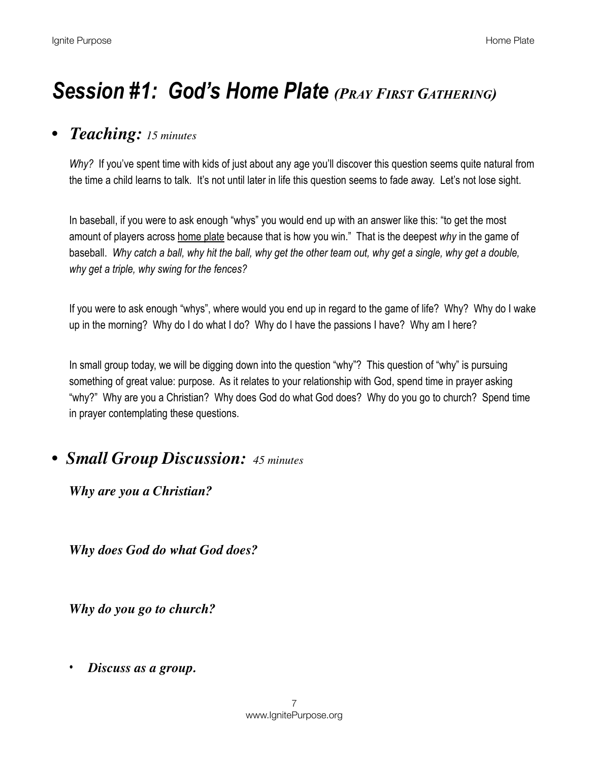# *Session #1: God's Home Plate (Pray First Gathering)*

## • *Teaching: 15 minutes*

*Why?* If you've spent time with kids of just about any age you'll discover this question seems quite natural from the time a child learns to talk. It's not until later in life this question seems to fade away. Let's not lose sight.

In baseball, if you were to ask enough "whys" you would end up with an answer like this: "to get the most amount of players across <u>home plate</u> because that is how you win." That is the deepest *why* in the game of baseball. *Why catch a ball, why hit the ball, why get the other team out, why get a single, why get a double, why get a triple, why swing for the fences?*

If you were to ask enough "whys", where would you end up in regard to the game of life? Why? Why do I wake up in the morning? Why do I do what I do? Why do I have the passions I have? Why am I here?

In small group today, we will be digging down into the question "why"? This question of "why" is pursuing something of great value: purpose. As it relates to your relationship with God, spend time in prayer asking "why?" Why are you a Christian? Why does God do what God does? Why do you go to church? Spend time in prayer contemplating these questions.

## • *Small Group Discussion: 45 minutes*

***Why are you a Christian?***

***Why does God do what God does?***

***Why do you go to church?***

- ***Discuss as a group.***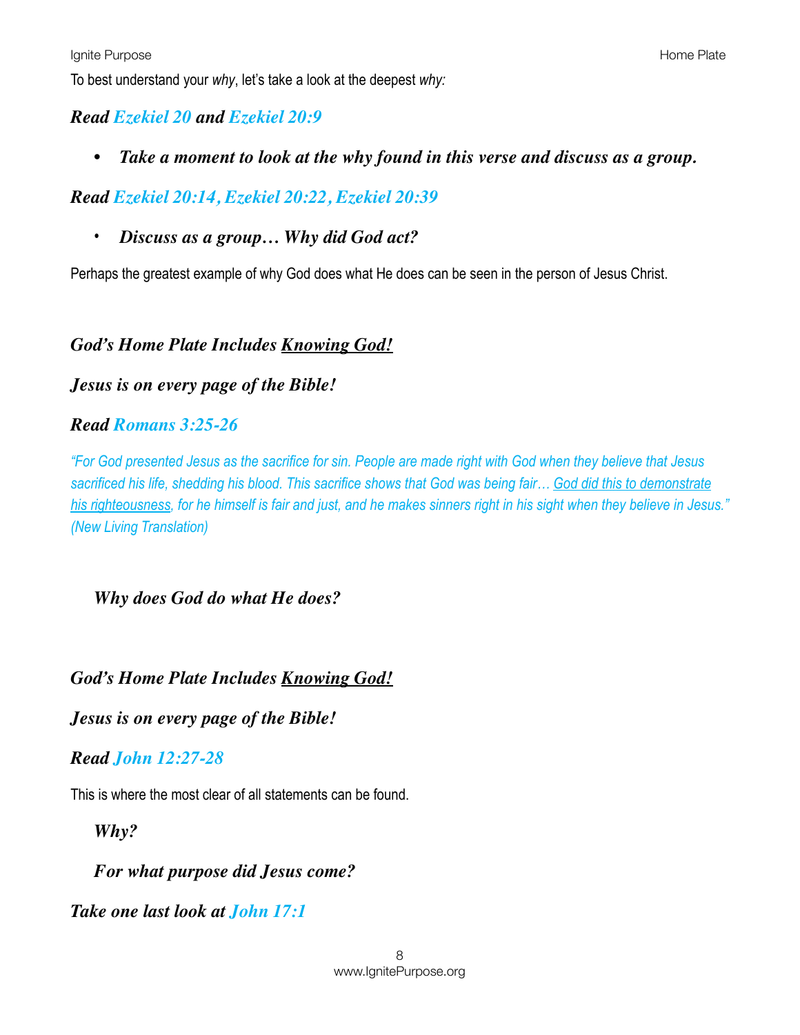To best understand your *why*, let's take a look at the deepest *why:*

***Read Ezekiel 20 and Ezekiel 20:9***

- ***Take a moment to look at the why found in this verse and discuss as a group.***

***Read Ezekiel 20:14, Ezekiel 20:22, Ezekiel 20:39***

- ***Discuss as a group… Why did God act?***

Perhaps the greatest example of why God does what He does can be seen in the person of Jesus Christ.

***God's Home Plate Includes <u>Knowing God!</u>***

***Jesus is on every page of the Bible!***

***Read Romans 3:25-26***

*"For God presented Jesus as the sacrifice for sin. People are made right with God when they believe that Jesus sacrificed his life, shedding his blood. This sacrifice shows that God was being fair… <u>God did this to demonstrate his righteousness</u>, for he himself is fair and just, and he makes sinners right in his sight when they believe in Jesus." (New Living Translation)*

***Why does God do what He does?***

***God's Home Plate Includes <u>Knowing God!</u>***

***Jesus is on every page of the Bible!***

***Read John 12:27-28***

This is where the most clear of all statements can be found.

***Why?***

***For what purpose did Jesus come?***

***Take one last look at John 17:1***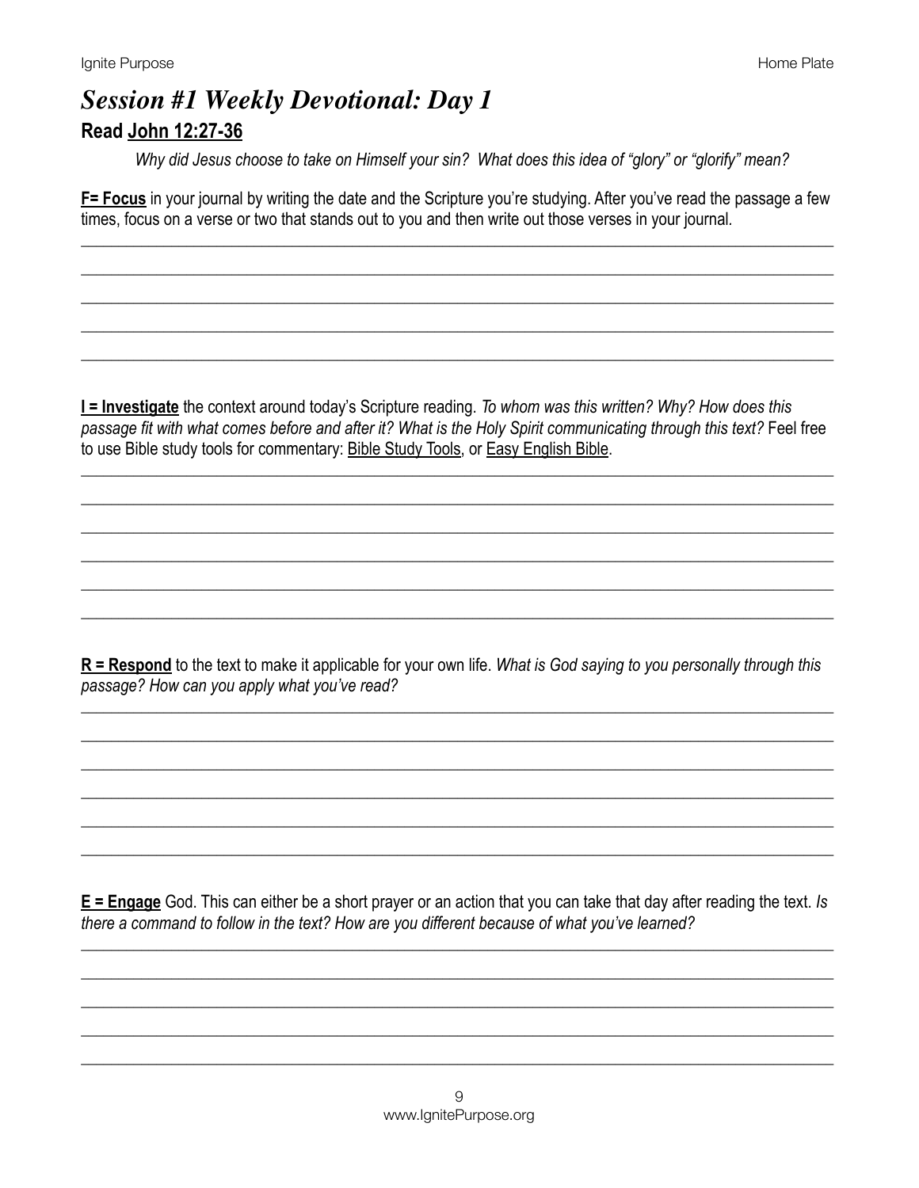## *Session #1 Weekly Devotional: Day 1*

### Read John 12:27-36

*Why did Jesus choose to take on Himself your sin? What does this idea of "glory" or "glorify" mean?*

**F= Focus** in your journal by writing the date and the Scripture you're studying. After you've read the passage a few times, focus on a verse or two that stands out to you and then write out those verses in your journal.

**I = Investigate** the context around today's Scripture reading. *To whom was this written? Why? How does this passage fit with what comes before and after it? What is the Holy Spirit communicating through this text?* Feel free to use Bible study tools for commentary: Bible Study Tools, or Easy English Bible.

**R = Respond** to the text to make it applicable for your own life. *What is God saying to you personally through this passage? How can you apply what you've read?*

**E = Engage** God. This can either be a short prayer or an action that you can take that day after reading the text. *Is there a command to follow in the text? How are you different because of what you've learned?*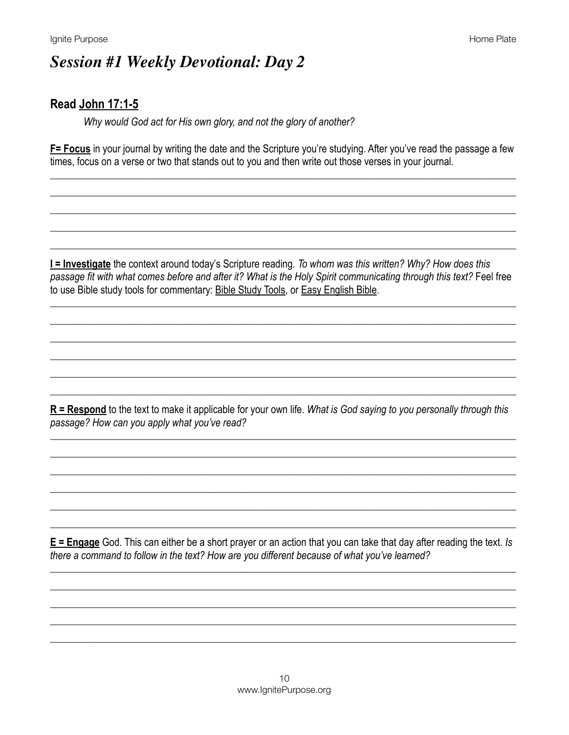# *Session #1 Weekly Devotional: Day 2*

## Read John 17:1-5

*Why would God act for His own glory, and not the glory of another?*

**F= Focus** in your journal by writing the date and the Scripture you're studying. After you've read the passage a few times, focus on a verse or two that stands out to you and then write out those verses in your journal.

**I = Investigate** the context around today's Scripture reading. *To whom was this written? Why? How does this passage fit with what comes before and after it? What is the Holy Spirit communicating through this text?* Feel free to use Bible study tools for commentary: Bible Study Tools, or Easy English Bible.

**R = Respond** to the text to make it applicable for your own life. *What is God saying to you personally through this passage? How can you apply what you've read?*

**E = Engage** God. This can either be a short prayer or an action that you can take that day after reading the text. *Is there a command to follow in the text? How are you different because of what you've learned?*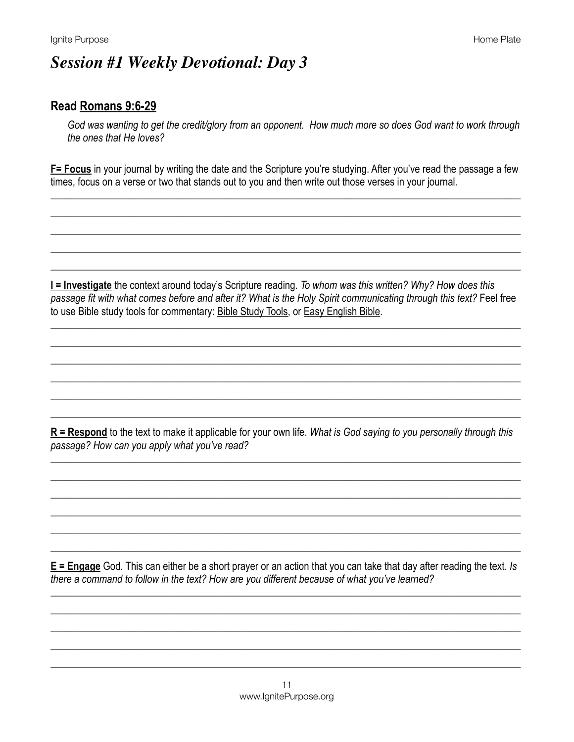# *Session #1 Weekly Devotional: Day 3*

## Read Romans 9:6-29

*God was wanting to get the credit/glory from an opponent. How much more so does God want to work through the ones that He loves?*

**F= Focus** in your journal by writing the date and the Scripture you're studying. After you've read the passage a few times, focus on a verse or two that stands out to you and then write out those verses in your journal.

______________________________________________________________________________

______________________________________________________________________________

______________________________________________________________________________

______________________________________________________________________________

______________________________________________________________________________

**I = Investigate** the context around today's Scripture reading. *To whom was this written? Why? How does this passage fit with what comes before and after it? What is the Holy Spirit communicating through this text?* Feel free to use Bible study tools for commentary: Bible Study Tools, or Easy English Bible.

______________________________________________________________________________

______________________________________________________________________________

______________________________________________________________________________

______________________________________________________________________________

______________________________________________________________________________

______________________________________________________________________________

**R = Respond** to the text to make it applicable for your own life. *What is God saying to you personally through this passage? How can you apply what you've read?*

______________________________________________________________________________

______________________________________________________________________________

______________________________________________________________________________

______________________________________________________________________________

______________________________________________________________________________

______________________________________________________________________________

**E = Engage** God. This can either be a short prayer or an action that you can take that day after reading the text. *Is there a command to follow in the text? How are you different because of what you've learned?*

______________________________________________________________________________

______________________________________________________________________________

______________________________________________________________________________

______________________________________________________________________________

______________________________________________________________________________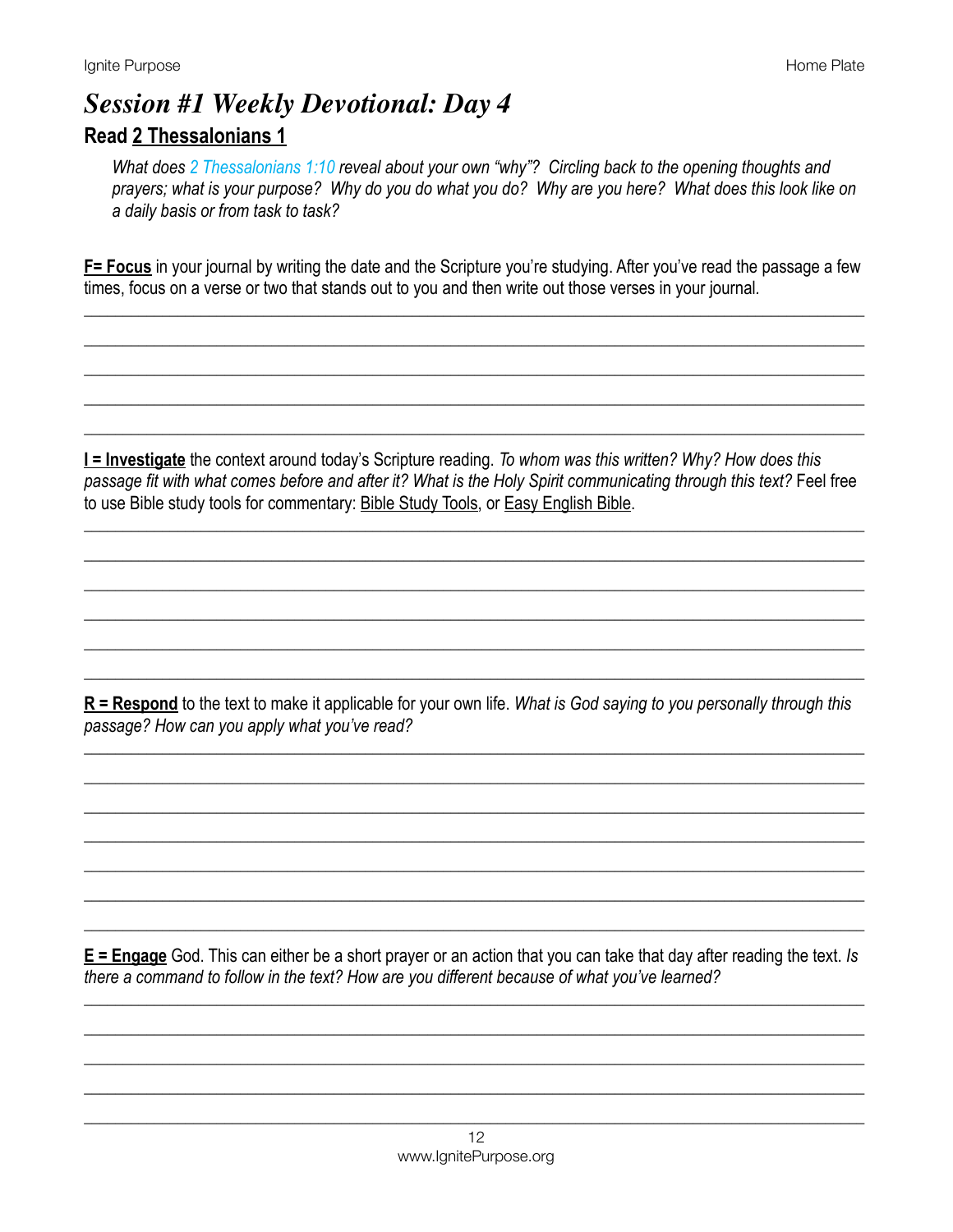# *Session #1 Weekly Devotional: Day 4*

## Read 2 Thessalonians 1

> *What does 2 Thessalonians 1:10 reveal about your own "why"? Circling back to the opening thoughts and prayers; what is your purpose? Why do you do what you do? Why are you here? What does this look like on a daily basis or from task to task?*

**F= Focus** in your journal by writing the date and the Scripture you're studying. After you've read the passage a few times, focus on a verse or two that stands out to you and then write out those verses in your journal.

**I = Investigate** the context around today's Scripture reading. *To whom was this written? Why? How does this passage fit with what comes before and after it? What is the Holy Spirit communicating through this text?* Feel free to use Bible study tools for commentary: Bible Study Tools, or Easy English Bible.

**R = Respond** to the text to make it applicable for your own life. *What is God saying to you personally through this passage? How can you apply what you've read?*

**E = Engage** God. This can either be a short prayer or an action that you can take that day after reading the text. *Is there a command to follow in the text? How are you different because of what you've learned?*